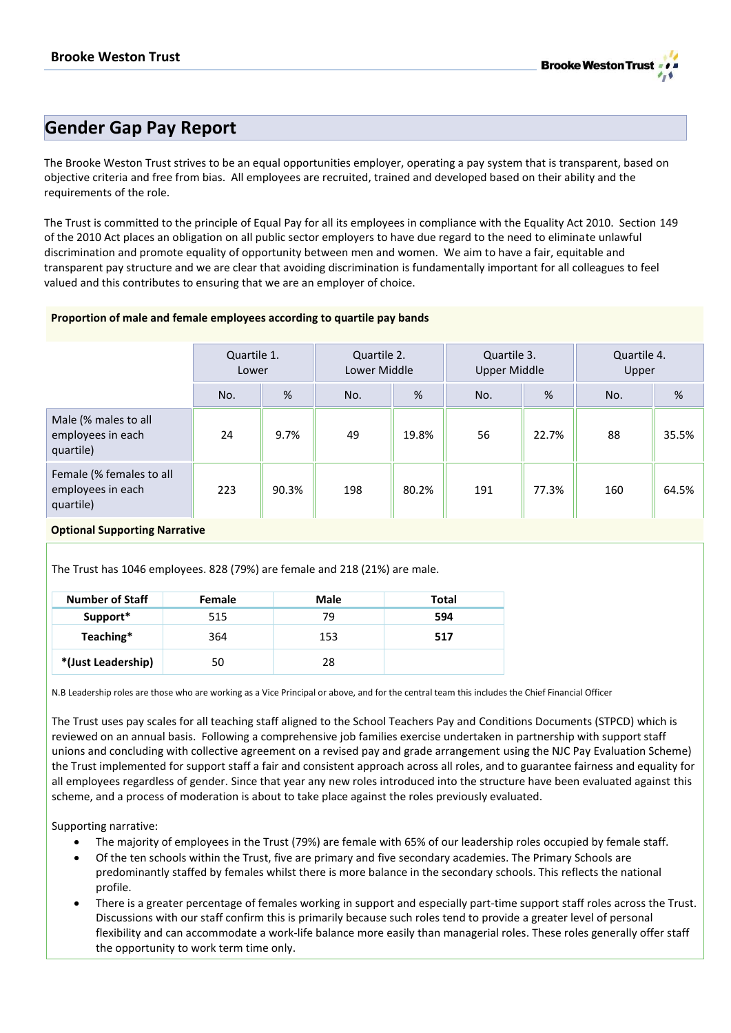## Gender Gap Pay Report

The Brooke Weston Trust strives to be an equal opportunities employer, operating a pay system that is transparent, based on objective criteria and free from bias. All employees are recruited, trained and developed based on their ability and the requirements of the role.

The Trust is committed to the principle of Equal Pay for all its employees in compliance with the Equality Act 2010. Section 149 of the 2010 Act places an obligation on all public sector employers to have due regard to the need to eliminate unlawful discrimination and promote equality of opportunity between men and women. We aim to have a fair, equitable and transparent pay structure and we are clear that avoiding discrimination is fundamentally important for all colleagues to feel valued and this contributes to ensuring that we are an employer of choice.

**Proportion of male and female employees according to quartile pay bands**

| | Quartile 1. Lower | | Quartile 2. Lower Middle | | Quartile 3. Upper Middle | | Quartile 4. Upper | |
|---|---|---|---|---|---|---|---|---|
| | No. | % | No. | % | No. | % | No. | % |
| Male (% males to all employees in each quartile) | 24 | 9.7% | 49 | 19.8% | 56 | 22.7% | 88 | 35.5% |
| Female (% females to all employees in each quartile) | 223 | 90.3% | 198 | 80.2% | 191 | 77.3% | 160 | 64.5% |

**Optional Supporting Narrative**

The Trust has 1046 employees. 828 (79%) are female and 218 (21%) are male.

| Number of Staff | Female | Male | Total |
|---|---|---|---|
| **Support*** | 515 | 79 | **594** |
| **Teaching*** | 364 | 153 | **517** |
| ***(Just Leadership)** | 50 | 28 | |

N.B Leadership roles are those who are working as a Vice Principal or above, and for the central team this includes the Chief Financial Officer

The Trust uses pay scales for all teaching staff aligned to the School Teachers Pay and Conditions Documents (STPCD) which is reviewed on an annual basis. Following a comprehensive job families exercise undertaken in partnership with support staff unions and concluding with collective agreement on a revised pay and grade arrangement using the NJC Pay Evaluation Scheme) the Trust implemented for support staff a fair and consistent approach across all roles, and to guarantee fairness and equality for all employees regardless of gender. Since that year any new roles introduced into the structure have been evaluated against this scheme, and a process of moderation is about to take place against the roles previously evaluated.

Supporting narrative:

- The majority of employees in the Trust (79%) are female with 65% of our leadership roles occupied by female staff.
- Of the ten schools within the Trust, five are primary and five secondary academies. The Primary Schools are predominantly staffed by females whilst there is more balance in the secondary schools. This reflects the national profile.
- There is a greater percentage of females working in support and especially part-time support staff roles across the Trust. Discussions with our staff confirm this is primarily because such roles tend to provide a greater level of personal flexibility and can accommodate a work-life balance more easily than managerial roles. These roles generally offer staff the opportunity to work term time only.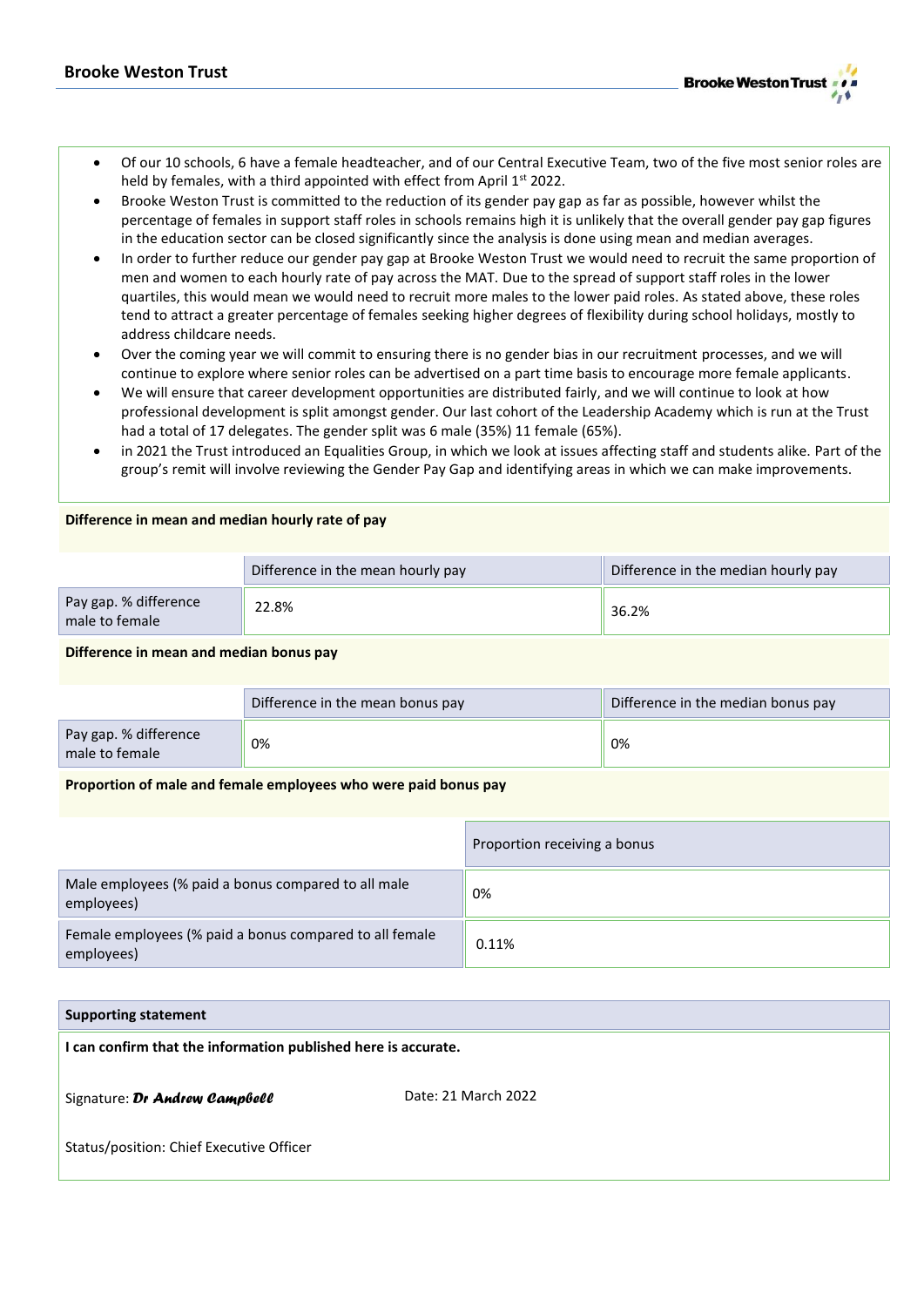- Of our 10 schools, 6 have a female headteacher, and of our Central Executive Team, two of the five most senior roles are held by females, with a third appointed with effect from April 1st 2022.
- Brooke Weston Trust is committed to the reduction of its gender pay gap as far as possible, however whilst the percentage of females in support staff roles in schools remains high it is unlikely that the overall gender pay gap figures in the education sector can be closed significantly since the analysis is done using mean and median averages.
- In order to further reduce our gender pay gap at Brooke Weston Trust we would need to recruit the same proportion of men and women to each hourly rate of pay across the MAT. Due to the spread of support staff roles in the lower quartiles, this would mean we would need to recruit more males to the lower paid roles. As stated above, these roles tend to attract a greater percentage of females seeking higher degrees of flexibility during school holidays, mostly to address childcare needs.
- Over the coming year we will commit to ensuring there is no gender bias in our recruitment processes, and we will continue to explore where senior roles can be advertised on a part time basis to encourage more female applicants.
- We will ensure that career development opportunities are distributed fairly, and we will continue to look at how professional development is split amongst gender. Our last cohort of the Leadership Academy which is run at the Trust had a total of 17 delegates. The gender split was 6 male (35%) 11 female (65%).
- in 2021 the Trust introduced an Equalities Group, in which we look at issues affecting staff and students alike. Part of the group's remit will involve reviewing the Gender Pay Gap and identifying areas in which we can make improvements.

**Difference in mean and median hourly rate of pay**

| | Difference in the mean hourly pay | Difference in the median hourly pay |
|---|---|---|
| Pay gap. % difference male to female | 22.8% | 36.2% |

**Difference in mean and median bonus pay**

| | Difference in the mean bonus pay | Difference in the median bonus pay |
|---|---|---|
| Pay gap. % difference male to female | 0% | 0% |

**Proportion of male and female employees who were paid bonus pay**

| | Proportion receiving a bonus |
|---|---|
| Male employees (% paid a bonus compared to all male employees) | 0% |
| Female employees (% paid a bonus compared to all female employees) | 0.11% |

**Supporting statement**

**I can confirm that the information published here is accurate.**

Signature: ***Dr Andrew Campbell***

Date: 21 March 2022

Status/position: Chief Executive Officer